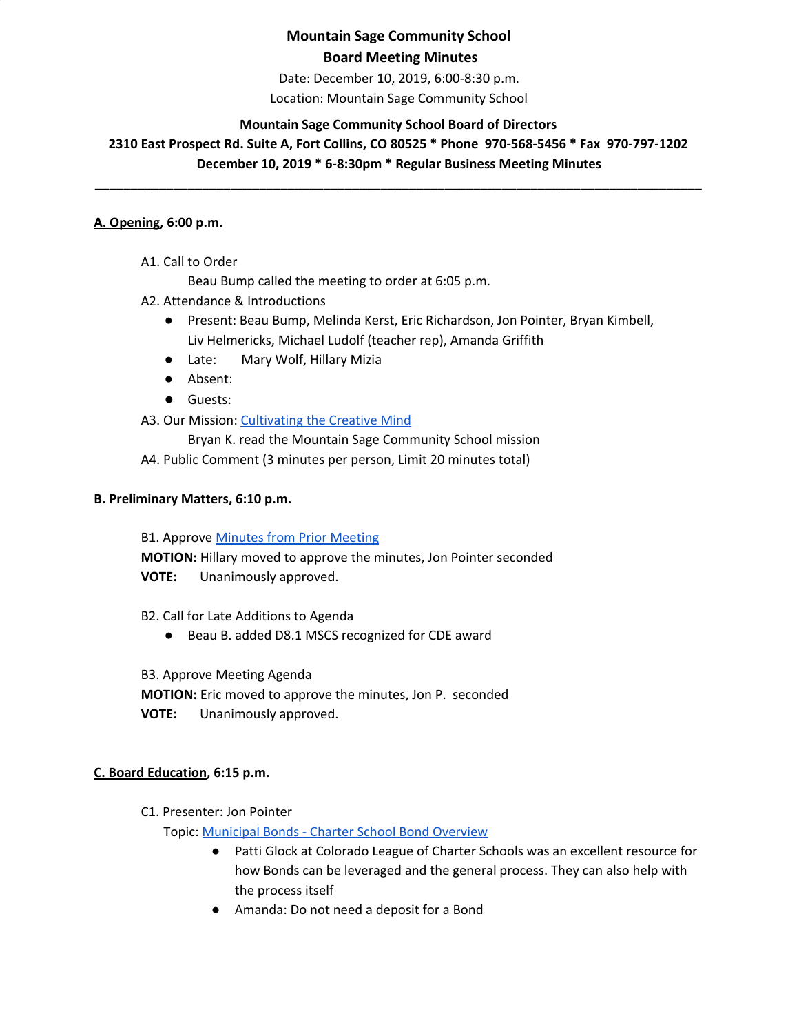# Mountain Sage Community School
## Board Meeting Minutes

Date: December 10, 2019, 6:00-8:30 p.m.
Location: Mountain Sage Community School

**Mountain Sage Community School Board of Directors**
**2310 East Prospect Rd. Suite A, Fort Collins, CO 80525 * Phone 970-568-5456 * Fax 970-797-1202**
**December 10, 2019 * 6-8:30pm * Regular Business Meeting Minutes**

---

**A. Opening, 6:00 p.m.**

A1. Call to Order
Beau Bump called the meeting to order at 6:05 p.m.

A2. Attendance & Introductions
- Present: Beau Bump, Melinda Kerst, Eric Richardson, Jon Pointer, Bryan Kimbell, Liv Helmericks, Michael Ludolf (teacher rep), Amanda Griffith
- Late: Mary Wolf, Hillary Mizia
- Absent:
- Guests:

A3. Our Mission: Cultivating the Creative Mind
Bryan K. read the Mountain Sage Community School mission

A4. Public Comment (3 minutes per person, Limit 20 minutes total)

**B. Preliminary Matters, 6:10 p.m.**

B1. Approve Minutes from Prior Meeting
**MOTION:** Hillary moved to approve the minutes, Jon Pointer seconded
**VOTE:** Unanimously approved.

B2. Call for Late Additions to Agenda
- Beau B. added D8.1 MSCS recognized for CDE award

B3. Approve Meeting Agenda
**MOTION:** Eric moved to approve the minutes, Jon P. seconded
**VOTE:** Unanimously approved.

**C. Board Education, 6:15 p.m.**

C1. Presenter: Jon Pointer
Topic: Municipal Bonds - Charter School Bond Overview
- Patti Glock at Colorado League of Charter Schools was an excellent resource for how Bonds can be leveraged and the general process. They can also help with the process itself
- Amanda: Do not need a deposit for a Bond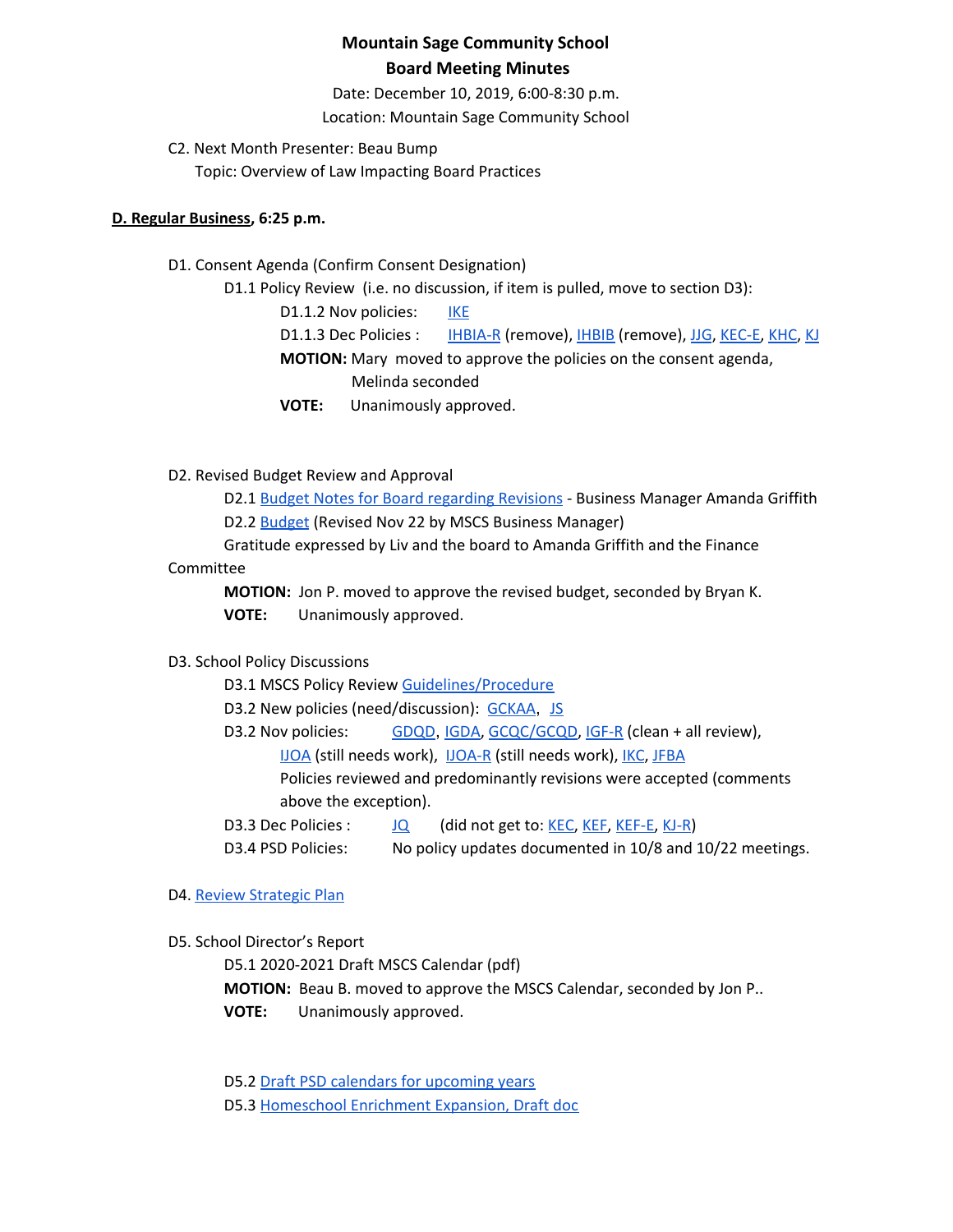**Mountain Sage Community School**
**Board Meeting Minutes**

Date: December 10, 2019, 6:00-8:30 p.m.
Location: Mountain Sage Community School

C2. Next Month Presenter: Beau Bump
Topic: Overview of Law Impacting Board Practices

**D. Regular Business, 6:25 p.m.**

D1. Consent Agenda (Confirm Consent Designation)

- D1.1 Policy Review (i.e. no discussion, if item is pulled, move to section D3):
  - D1.1.2 Nov policies: IKE
  - D1.1.3 Dec Policies : IHBIA-R (remove), IHBIB (remove), JJG, KEC-E, KHC, KJ

  **MOTION:** Mary moved to approve the policies on the consent agenda, Melinda seconded

  **VOTE:** Unanimously approved.

D2. Revised Budget Review and Approval

- D2.1 Budget Notes for Board regarding Revisions - Business Manager Amanda Griffith
- D2.2 Budget (Revised Nov 22 by MSCS Business Manager)

Gratitude expressed by Liv and the board to Amanda Griffith and the Finance Committee

**MOTION:** Jon P. moved to approve the revised budget, seconded by Bryan K.

**VOTE:** Unanimously approved.

D3. School Policy Discussions

- D3.1 MSCS Policy Review Guidelines/Procedure
- D3.2 New policies (need/discussion): GCKAA, JS
- D3.2 Nov policies: GDQD, IGDA, GCQC/GCQD, IGF-R (clean + all review), IJOA (still needs work), IJOA-R (still needs work), IKC, JFBA

  Policies reviewed and predominantly revisions were accepted (comments above the exception).
- D3.3 Dec Policies : JQ (did not get to: KEC, KEF, KEF-E, KJ-R)
- D3.4 PSD Policies: No policy updates documented in 10/8 and 10/22 meetings.

D4. Review Strategic Plan

D5. School Director's Report

- D5.1 2020-2021 Draft MSCS Calendar (pdf)

  **MOTION:** Beau B. moved to approve the MSCS Calendar, seconded by Jon P..

  **VOTE:** Unanimously approved.

- D5.2 Draft PSD calendars for upcoming years
- D5.3 Homeschool Enrichment Expansion, Draft doc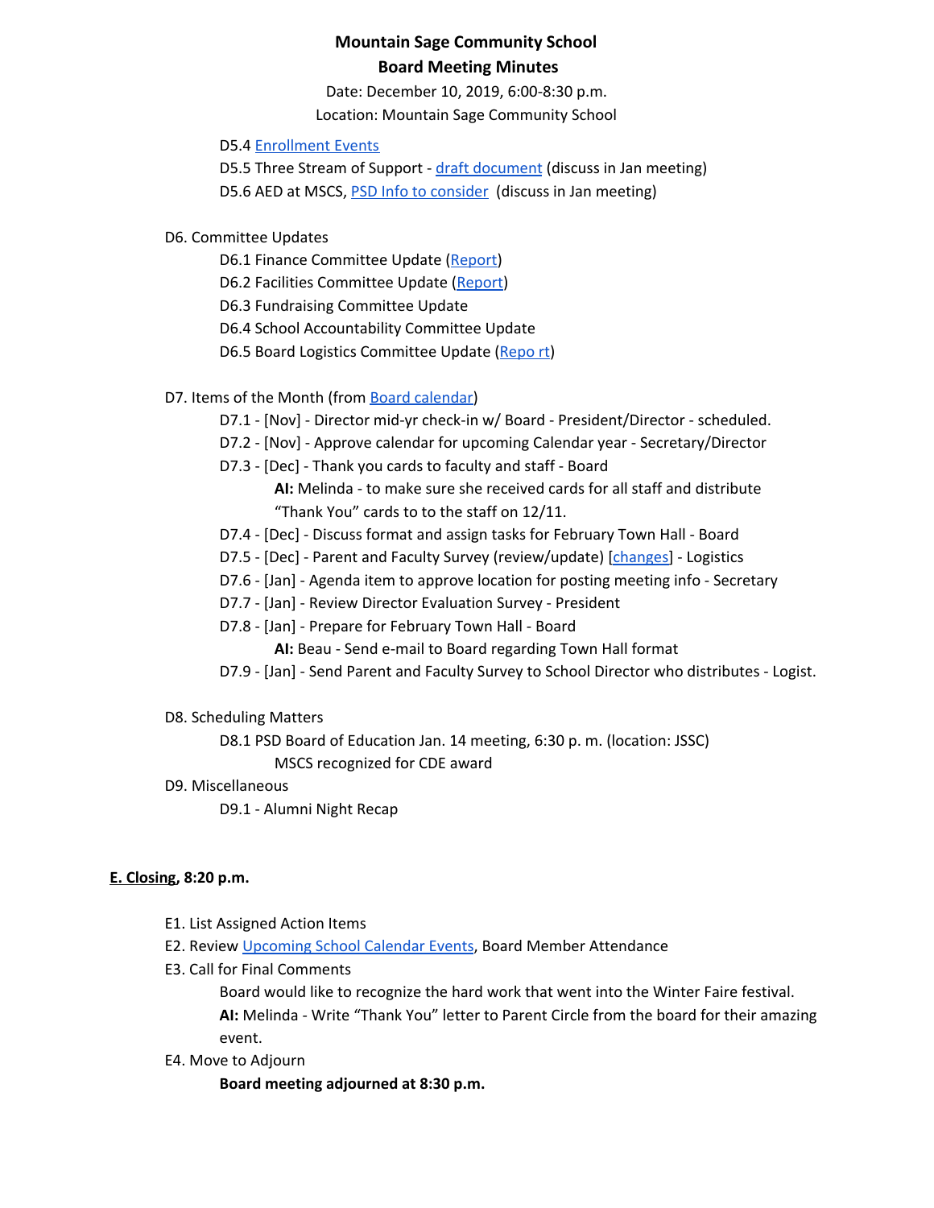# Mountain Sage Community School
## Board Meeting Minutes

Date: December 10, 2019, 6:00-8:30 p.m.
Location: Mountain Sage Community School

- D5.4 Enrollment Events
- D5.5 Three Stream of Support - draft document (discuss in Jan meeting)
- D5.6 AED at MSCS, PSD Info to consider (discuss in Jan meeting)

D6. Committee Updates

- D6.1 Finance Committee Update (Report)
- D6.2 Facilities Committee Update (Report)
- D6.3 Fundraising Committee Update
- D6.4 School Accountability Committee Update
- D6.5 Board Logistics Committee Update (Repo rt)

D7. Items of the Month (from Board calendar)

- D7.1 - [Nov] - Director mid-yr check-in w/ Board - President/Director - scheduled.
- D7.2 - [Nov] - Approve calendar for upcoming Calendar year - Secretary/Director
- D7.3 - [Dec] - Thank you cards to faculty and staff - Board
  - **AI:** Melinda - to make sure she received cards for all staff and distribute "Thank You" cards to to the staff on 12/11.
- D7.4 - [Dec] - Discuss format and assign tasks for February Town Hall - Board
- D7.5 - [Dec] - Parent and Faculty Survey (review/update) [changes] - Logistics
- D7.6 - [Jan] - Agenda item to approve location for posting meeting info - Secretary
- D7.7 - [Jan] - Review Director Evaluation Survey - President
- D7.8 - [Jan] - Prepare for February Town Hall - Board
  - **AI:** Beau - Send e-mail to Board regarding Town Hall format
- D7.9 - [Jan] - Send Parent and Faculty Survey to School Director who distributes - Logist.

D8. Scheduling Matters

- D8.1 PSD Board of Education Jan. 14 meeting, 6:30 p. m. (location: JSSC)
  - MSCS recognized for CDE award

D9. Miscellaneous

- D9.1 - Alumni Night Recap

**E. Closing, 8:20 p.m.**

- E1. List Assigned Action Items
- E2. Review Upcoming School Calendar Events, Board Member Attendance
- E3. Call for Final Comments
  - Board would like to recognize the hard work that went into the Winter Faire festival.
  - **AI:** Melinda - Write "Thank You" letter to Parent Circle from the board for their amazing event.
- E4. Move to Adjourn
  - **Board meeting adjourned at 8:30 p.m.**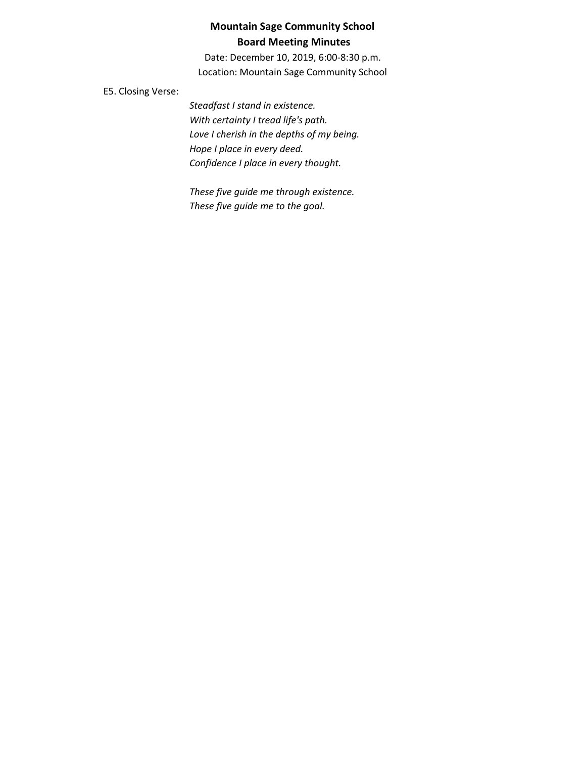**Mountain Sage Community School**
**Board Meeting Minutes**

Date: December 10, 2019, 6:00-8:30 p.m.
Location: Mountain Sage Community School

E5. Closing Verse:

*Steadfast I stand in existence.*
*With certainty I tread life's path.*
*Love I cherish in the depths of my being.*
*Hope I place in every deed.*
*Confidence I place in every thought.*

*These five guide me through existence.*
*These five guide me to the goal.*